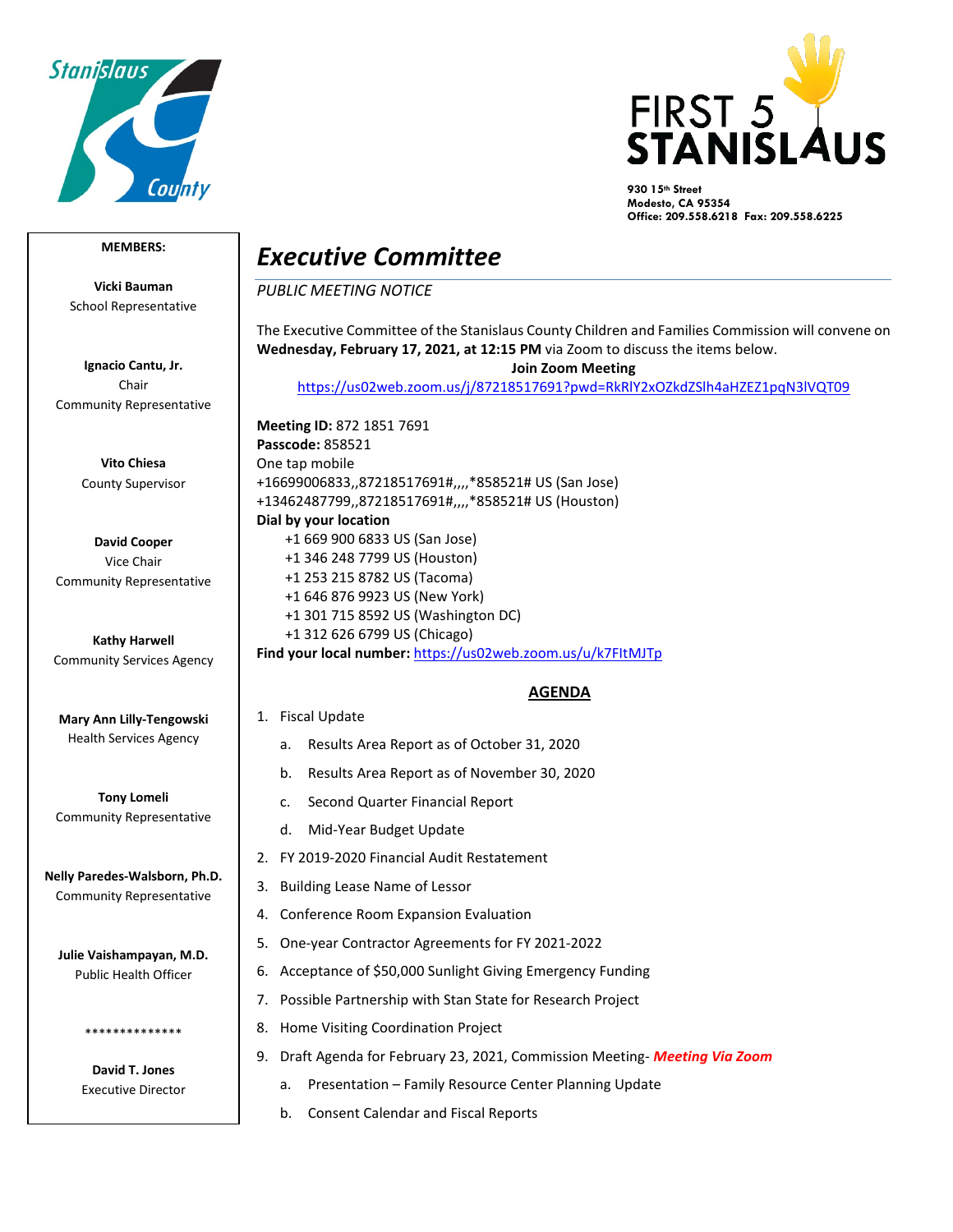Stanislaus County

FIRST 5 STANISLAUS

930 15th Street
Modesto, CA 95354
Office: 209.558.6218 Fax: 209.558.6225

**MEMBERS:**

**Vicki Bauman**
School Representative

**Ignacio Cantu, Jr.**
Chair
Community Representative

**Vito Chiesa**
County Supervisor

**David Cooper**
Vice Chair
Community Representative

**Kathy Harwell**
Community Services Agency

**Mary Ann Lilly-Tengowski**
Health Services Agency

**Tony Lomeli**
Community Representative

**Nelly Paredes-Walsborn, Ph.D.**
Community Representative

**Julie Vaishampayan, M.D.**
Public Health Officer

**************

**David T. Jones**
Executive Director

# *Executive Committee*

*PUBLIC MEETING NOTICE*

The Executive Committee of the Stanislaus County Children and Families Commission will convene on **Wednesday, February 17, 2021, at 12:15 PM** via Zoom to discuss the items below.

**Join Zoom Meeting**
https://us02web.zoom.us/j/87218517691?pwd=RkRlY2xOZkdZSlh4aHZEZ1pqN3lVQT09

**Meeting ID:** 872 1851 7691
**Passcode:** 858521
One tap mobile
+16699006833,,87218517691#,,,,*858521# US (San Jose)
+13462487799,,87218517691#,,,,*858521# US (Houston)
**Dial by your location**
+1 669 900 6833 US (San Jose)
+1 346 248 7799 US (Houston)
+1 253 215 8782 US (Tacoma)
+1 646 876 9923 US (New York)
+1 301 715 8592 US (Washington DC)
+1 312 626 6799 US (Chicago)
**Find your local number:** https://us02web.zoom.us/u/k7FItMJTp

## AGENDA

1. Fiscal Update
   a. Results Area Report as of October 31, 2020
   b. Results Area Report as of November 30, 2020
   c. Second Quarter Financial Report
   d. Mid-Year Budget Update
2. FY 2019-2020 Financial Audit Restatement
3. Building Lease Name of Lessor
4. Conference Room Expansion Evaluation
5. One-year Contractor Agreements for FY 2021-2022
6. Acceptance of $50,000 Sunlight Giving Emergency Funding
7. Possible Partnership with Stan State for Research Project
8. Home Visiting Coordination Project
9. Draft Agenda for February 23, 2021, Commission Meeting- ***Meeting Via Zoom***
   a. Presentation – Family Resource Center Planning Update
   b. Consent Calendar and Fiscal Reports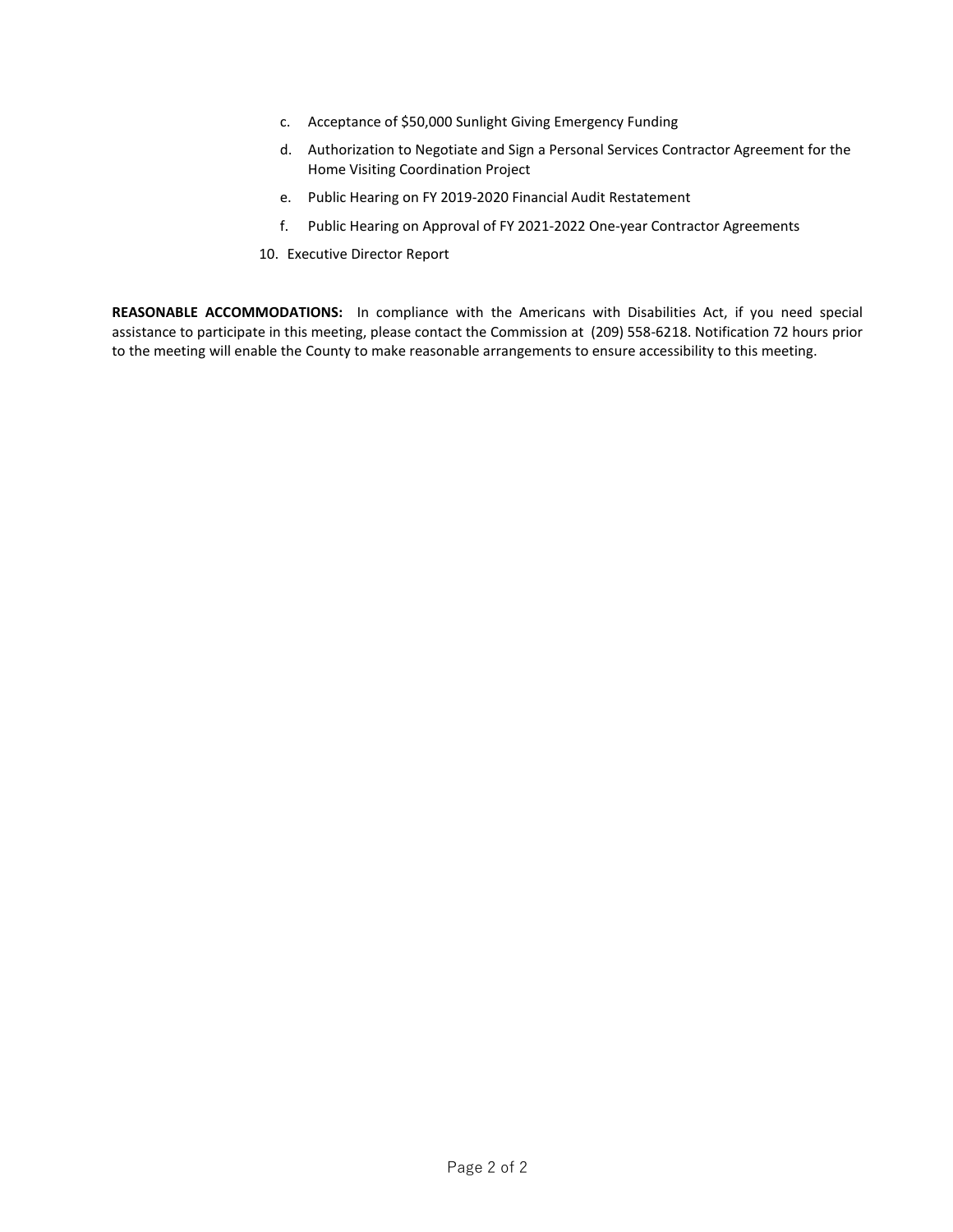c. Acceptance of $50,000 Sunlight Giving Emergency Funding

   d. Authorization to Negotiate and Sign a Personal Services Contractor Agreement for the Home Visiting Coordination Project

   e. Public Hearing on FY 2019-2020 Financial Audit Restatement

   f. Public Hearing on Approval of FY 2021-2022 One-year Contractor Agreements

10. Executive Director Report

**REASONABLE ACCOMMODATIONS:** In compliance with the Americans with Disabilities Act, if you need special assistance to participate in this meeting, please contact the Commission at (209) 558-6218. Notification 72 hours prior to the meeting will enable the County to make reasonable arrangements to ensure accessibility to this meeting.